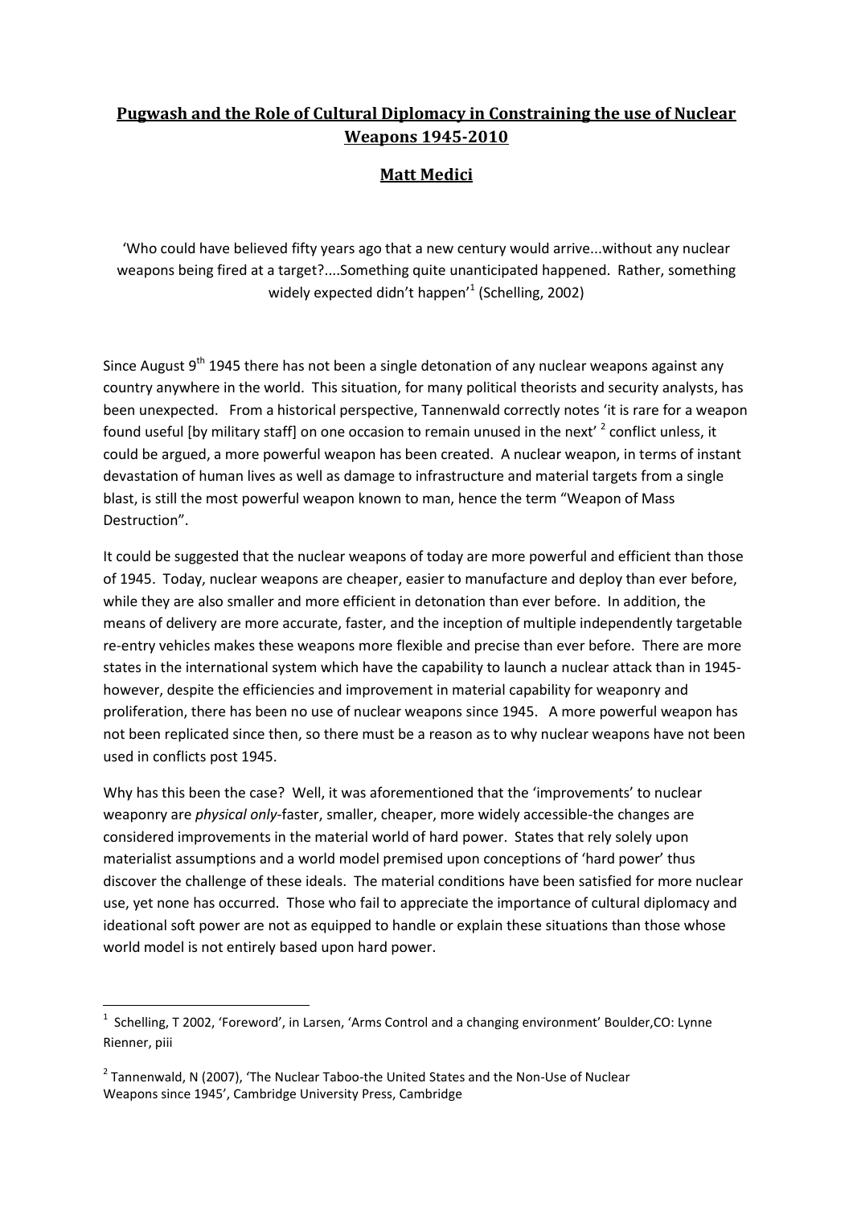# Pugwash and the Role of Cultural Diplomacy in Constraining the use of Nuclear Weapons 1945-2010

## Matt Medici

'Who could have believed fifty years ago that a new century would arrive...without any nuclear weapons being fired at a target?....Something quite unanticipated happened. Rather, something widely expected didn't happen'[1] (Schelling, 2002)

Since August 9th 1945 there has not been a single detonation of any nuclear weapons against any country anywhere in the world. This situation, for many political theorists and security analysts, has been unexpected. From a historical perspective, Tannenwald correctly notes 'it is rare for a weapon found useful [by military staff] on one occasion to remain unused in the next' [2] conflict unless, it could be argued, a more powerful weapon has been created. A nuclear weapon, in terms of instant devastation of human lives as well as damage to infrastructure and material targets from a single blast, is still the most powerful weapon known to man, hence the term "Weapon of Mass Destruction".

It could be suggested that the nuclear weapons of today are more powerful and efficient than those of 1945. Today, nuclear weapons are cheaper, easier to manufacture and deploy than ever before, while they are also smaller and more efficient in detonation than ever before. In addition, the means of delivery are more accurate, faster, and the inception of multiple independently targetable re-entry vehicles makes these weapons more flexible and precise than ever before. There are more states in the international system which have the capability to launch a nuclear attack than in 1945- however, despite the efficiencies and improvement in material capability for weaponry and proliferation, there has been no use of nuclear weapons since 1945. A more powerful weapon has not been replicated since then, so there must be a reason as to why nuclear weapons have not been used in conflicts post 1945.

Why has this been the case? Well, it was aforementioned that the 'improvements' to nuclear weaponry are *physical only*-faster, smaller, cheaper, more widely accessible-the changes are considered improvements in the material world of hard power. States that rely solely upon materialist assumptions and a world model premised upon conceptions of 'hard power' thus discover the challenge of these ideals. The material conditions have been satisfied for more nuclear use, yet none has occurred. Those who fail to appreciate the importance of cultural diplomacy and ideational soft power are not as equipped to handle or explain these situations than those whose world model is not entirely based upon hard power.

---

[1] Schelling, T 2002, 'Foreword', in Larsen, 'Arms Control and a changing environment' Boulder,CO: Lynne Rienner, piii

[2] Tannenwald, N (2007), 'The Nuclear Taboo-the United States and the Non-Use of Nuclear Weapons since 1945', Cambridge University Press, Cambridge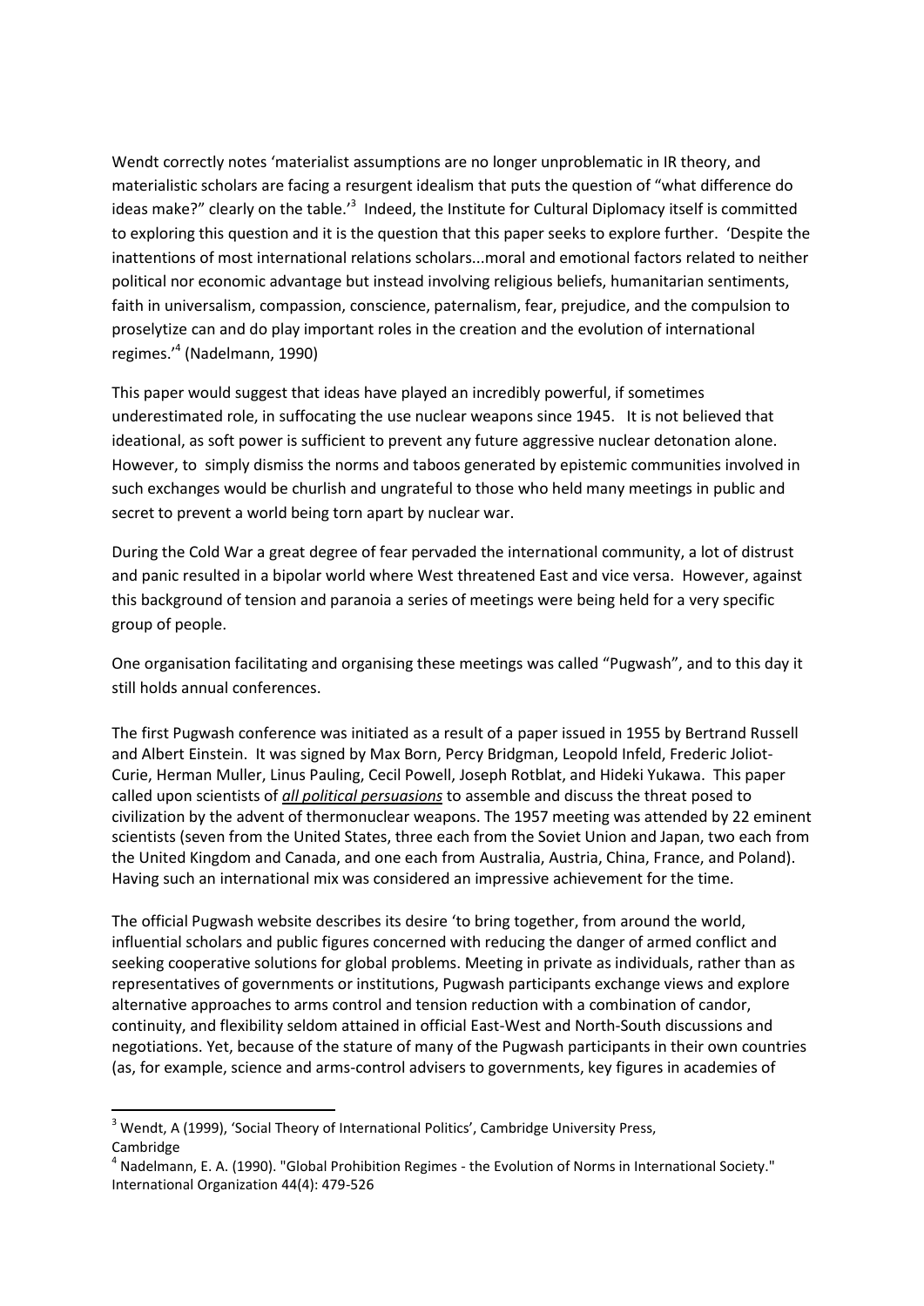Wendt correctly notes 'materialist assumptions are no longer unproblematic in IR theory, and materialistic scholars are facing a resurgent idealism that puts the question of "what difference do ideas make?" clearly on the table.'[3] Indeed, the Institute for Cultural Diplomacy itself is committed to exploring this question and it is the question that this paper seeks to explore further. 'Despite the inattentions of most international relations scholars...moral and emotional factors related to neither political nor economic advantage but instead involving religious beliefs, humanitarian sentiments, faith in universalism, compassion, conscience, paternalism, fear, prejudice, and the compulsion to proselytize can and do play important roles in the creation and the evolution of international regimes.'[4] (Nadelmann, 1990)

This paper would suggest that ideas have played an incredibly powerful, if sometimes underestimated role, in suffocating the use nuclear weapons since 1945. It is not believed that ideational, as soft power is sufficient to prevent any future aggressive nuclear detonation alone. However, to simply dismiss the norms and taboos generated by epistemic communities involved in such exchanges would be churlish and ungrateful to those who held many meetings in public and secret to prevent a world being torn apart by nuclear war.

During the Cold War a great degree of fear pervaded the international community, a lot of distrust and panic resulted in a bipolar world where West threatened East and vice versa. However, against this background of tension and paranoia a series of meetings were being held for a very specific group of people.

One organisation facilitating and organising these meetings was called "Pugwash", and to this day it still holds annual conferences.

The first Pugwash conference was initiated as a result of a paper issued in 1955 by Bertrand Russell and Albert Einstein. It was signed by Max Born, Percy Bridgman, Leopold Infeld, Frederic Joliot-Curie, Herman Muller, Linus Pauling, Cecil Powell, Joseph Rotblat, and Hideki Yukawa. This paper called upon scientists of ***all political persuasions*** to assemble and discuss the threat posed to civilization by the advent of thermonuclear weapons. The 1957 meeting was attended by 22 eminent scientists (seven from the United States, three each from the Soviet Union and Japan, two each from the United Kingdom and Canada, and one each from Australia, Austria, China, France, and Poland). Having such an international mix was considered an impressive achievement for the time.

The official Pugwash website describes its desire 'to bring together, from around the world, influential scholars and public figures concerned with reducing the danger of armed conflict and seeking cooperative solutions for global problems. Meeting in private as individuals, rather than as representatives of governments or institutions, Pugwash participants exchange views and explore alternative approaches to arms control and tension reduction with a combination of candor, continuity, and flexibility seldom attained in official East-West and North-South discussions and negotiations. Yet, because of the stature of many of the Pugwash participants in their own countries (as, for example, science and arms-control advisers to governments, key figures in academies of

---

[3] Wendt, A (1999), 'Social Theory of International Politics', Cambridge University Press, Cambridge

[4] Nadelmann, E. A. (1990). "Global Prohibition Regimes - the Evolution of Norms in International Society." International Organization 44(4): 479-526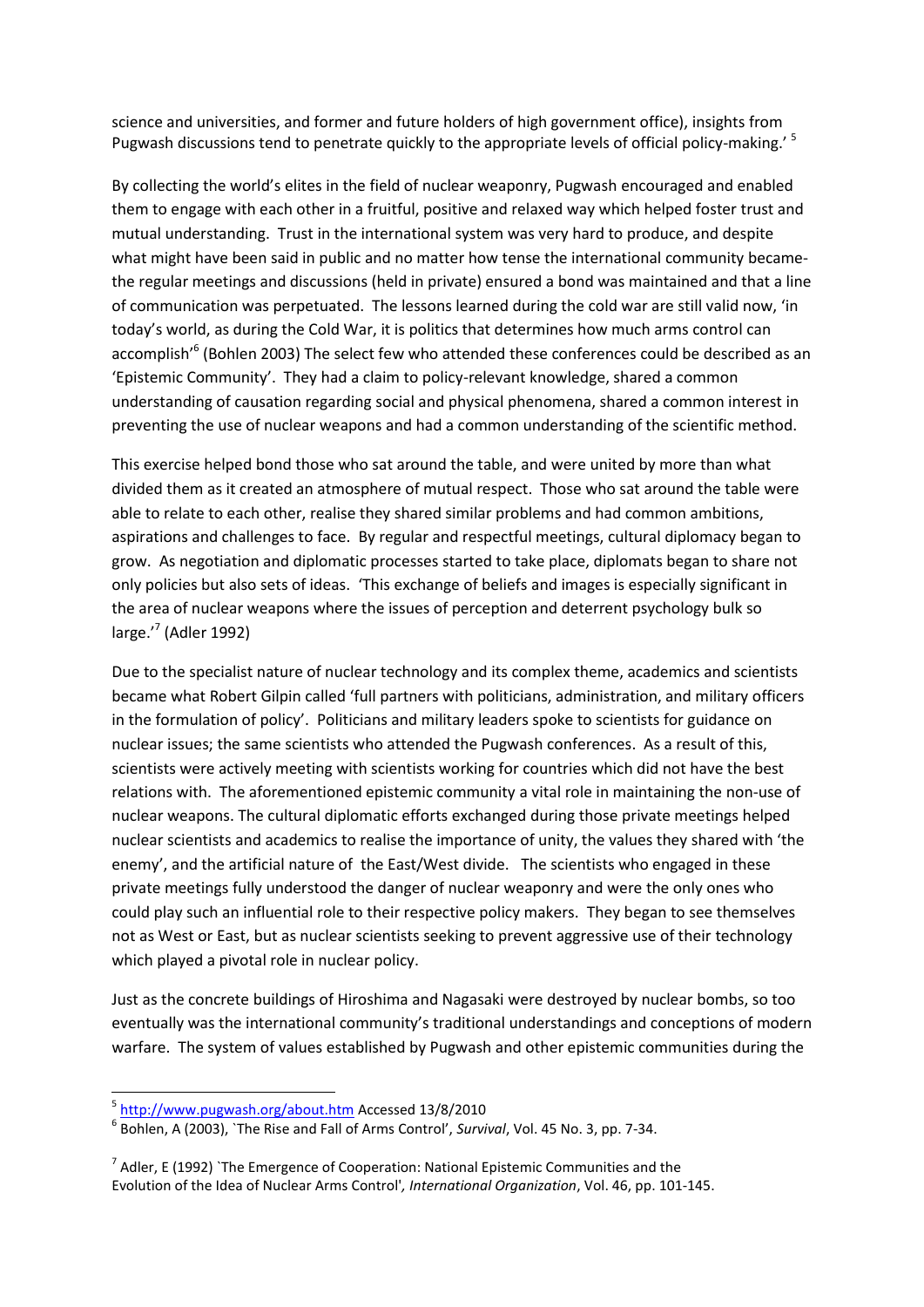science and universities, and former and future holders of high government office), insights from Pugwash discussions tend to penetrate quickly to the appropriate levels of official policy-making.' [5]

By collecting the world's elites in the field of nuclear weaponry, Pugwash encouraged and enabled them to engage with each other in a fruitful, positive and relaxed way which helped foster trust and mutual understanding. Trust in the international system was very hard to produce, and despite what might have been said in public and no matter how tense the international community became- the regular meetings and discussions (held in private) ensured a bond was maintained and that a line of communication was perpetuated. The lessons learned during the cold war are still valid now, 'in today's world, as during the Cold War, it is politics that determines how much arms control can accomplish'[6] (Bohlen 2003) The select few who attended these conferences could be described as an 'Epistemic Community'. They had a claim to policy-relevant knowledge, shared a common understanding of causation regarding social and physical phenomena, shared a common interest in preventing the use of nuclear weapons and had a common understanding of the scientific method.

This exercise helped bond those who sat around the table, and were united by more than what divided them as it created an atmosphere of mutual respect. Those who sat around the table were able to relate to each other, realise they shared similar problems and had common ambitions, aspirations and challenges to face. By regular and respectful meetings, cultural diplomacy began to grow. As negotiation and diplomatic processes started to take place, diplomats began to share not only policies but also sets of ideas. 'This exchange of beliefs and images is especially significant in the area of nuclear weapons where the issues of perception and deterrent psychology bulk so large.'[7] (Adler 1992)

Due to the specialist nature of nuclear technology and its complex theme, academics and scientists became what Robert Gilpin called 'full partners with politicians, administration, and military officers in the formulation of policy'. Politicians and military leaders spoke to scientists for guidance on nuclear issues; the same scientists who attended the Pugwash conferences. As a result of this, scientists were actively meeting with scientists working for countries which did not have the best relations with. The aforementioned epistemic community a vital role in maintaining the non-use of nuclear weapons. The cultural diplomatic efforts exchanged during those private meetings helped nuclear scientists and academics to realise the importance of unity, the values they shared with 'the enemy', and the artificial nature of the East/West divide. The scientists who engaged in these private meetings fully understood the danger of nuclear weaponry and were the only ones who could play such an influential role to their respective policy makers. They began to see themselves not as West or East, but as nuclear scientists seeking to prevent aggressive use of their technology which played a pivotal role in nuclear policy.

Just as the concrete buildings of Hiroshima and Nagasaki were destroyed by nuclear bombs, so too eventually was the international community's traditional understandings and conceptions of modern warfare. The system of values established by Pugwash and other epistemic communities during the

---

[5] http://www.pugwash.org/about.htm Accessed 13/8/2010

[6] Bohlen, A (2003), 'The Rise and Fall of Arms Control', *Survival*, Vol. 45 No. 3, pp. 7-34.

[7] Adler, E (1992) 'The Emergence of Cooperation: National Epistemic Communities and the Evolution of the Idea of Nuclear Arms Control', *International Organization*, Vol. 46, pp. 101-145.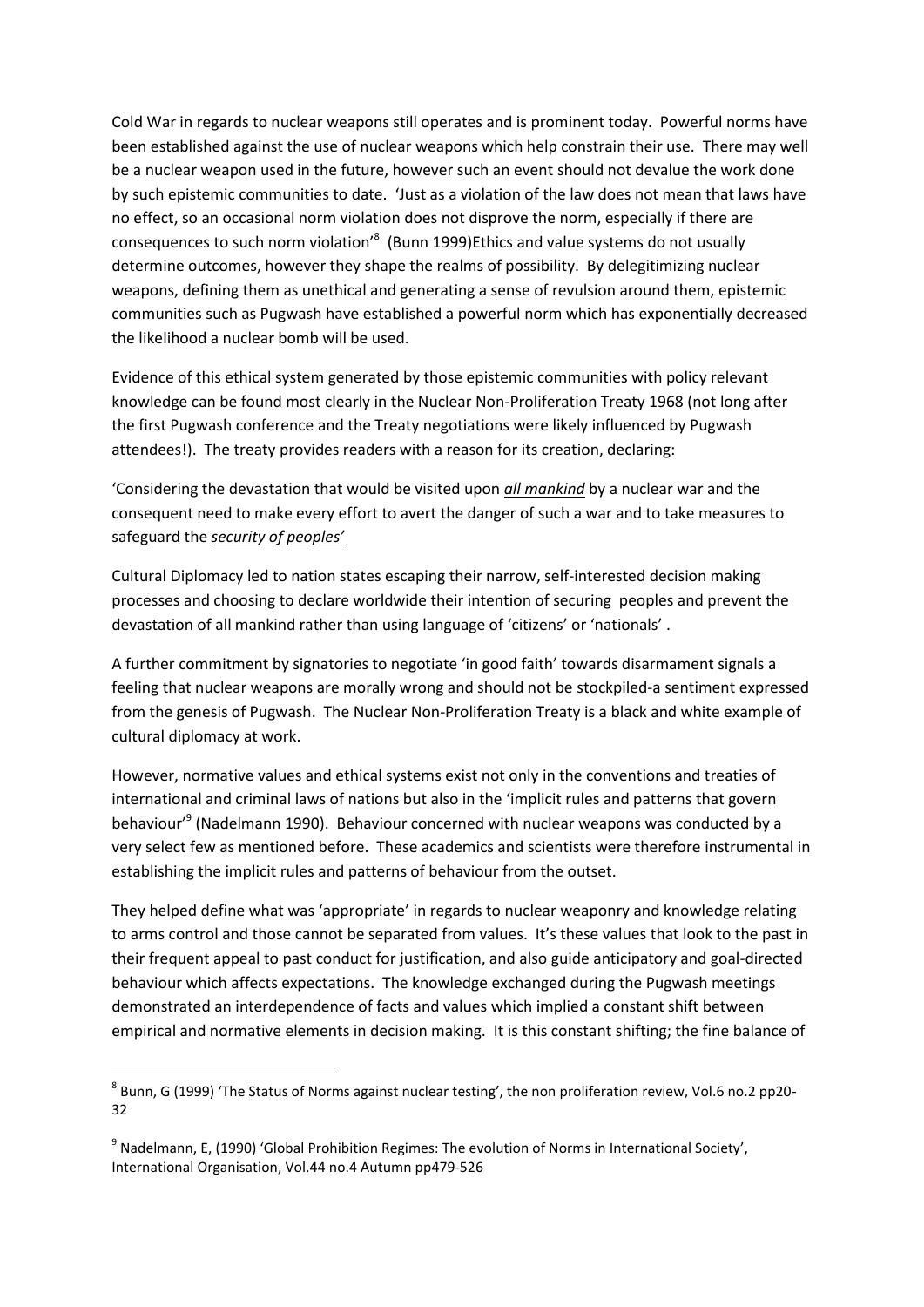Cold War in regards to nuclear weapons still operates and is prominent today. Powerful norms have been established against the use of nuclear weapons which help constrain their use. There may well be a nuclear weapon used in the future, however such an event should not devalue the work done by such epistemic communities to date. 'Just as a violation of the law does not mean that laws have no effect, so an occasional norm violation does not disprove the norm, especially if there are consequences to such norm violation'[8] (Bunn 1999)Ethics and value systems do not usually determine outcomes, however they shape the realms of possibility. By delegitimizing nuclear weapons, defining them as unethical and generating a sense of revulsion around them, epistemic communities such as Pugwash have established a powerful norm which has exponentially decreased the likelihood a nuclear bomb will be used.

Evidence of this ethical system generated by those epistemic communities with policy relevant knowledge can be found most clearly in the Nuclear Non-Proliferation Treaty 1968 (not long after the first Pugwash conference and the Treaty negotiations were likely influenced by Pugwash attendees!). The treaty provides readers with a reason for its creation, declaring:

'Considering the devastation that would be visited upon ***all mankind*** by a nuclear war and the consequent need to make every effort to avert the danger of such a war and to take measures to safeguard the ***security of peoples'***

Cultural Diplomacy led to nation states escaping their narrow, self-interested decision making processes and choosing to declare worldwide their intention of securing peoples and prevent the devastation of all mankind rather than using language of 'citizens' or 'nationals' .

A further commitment by signatories to negotiate 'in good faith' towards disarmament signals a feeling that nuclear weapons are morally wrong and should not be stockpiled-a sentiment expressed from the genesis of Pugwash. The Nuclear Non-Proliferation Treaty is a black and white example of cultural diplomacy at work.

However, normative values and ethical systems exist not only in the conventions and treaties of international and criminal laws of nations but also in the 'implicit rules and patterns that govern behaviour'[9] (Nadelmann 1990). Behaviour concerned with nuclear weapons was conducted by a very select few as mentioned before. These academics and scientists were therefore instrumental in establishing the implicit rules and patterns of behaviour from the outset.

They helped define what was 'appropriate' in regards to nuclear weaponry and knowledge relating to arms control and those cannot be separated from values. It's these values that look to the past in their frequent appeal to past conduct for justification, and also guide anticipatory and goal-directed behaviour which affects expectations. The knowledge exchanged during the Pugwash meetings demonstrated an interdependence of facts and values which implied a constant shift between empirical and normative elements in decision making. It is this constant shifting; the fine balance of

---

[8] Bunn, G (1999) 'The Status of Norms against nuclear testing', the non proliferation review, Vol.6 no.2 pp20-32

[9] Nadelmann, E, (1990) 'Global Prohibition Regimes: The evolution of Norms in International Society', International Organisation, Vol.44 no.4 Autumn pp479-526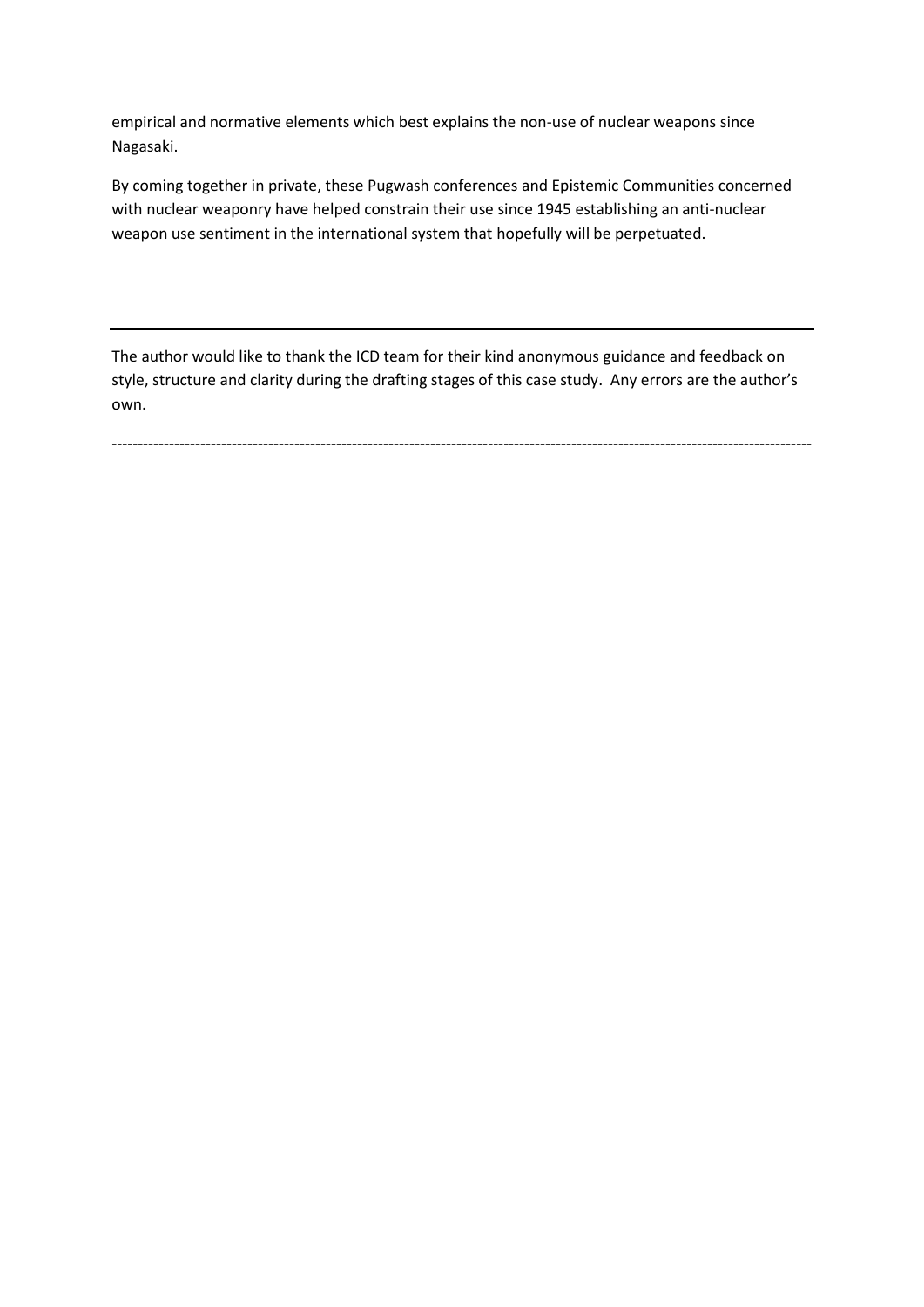empirical and normative elements which best explains the non-use of nuclear weapons since Nagasaki.

By coming together in private, these Pugwash conferences and Epistemic Communities concerned with nuclear weaponry have helped constrain their use since 1945 establishing an anti-nuclear weapon use sentiment in the international system that hopefully will be perpetuated.

---

The author would like to thank the ICD team for their kind anonymous guidance and feedback on style, structure and clarity during the drafting stages of this case study. Any errors are the author's own.

---